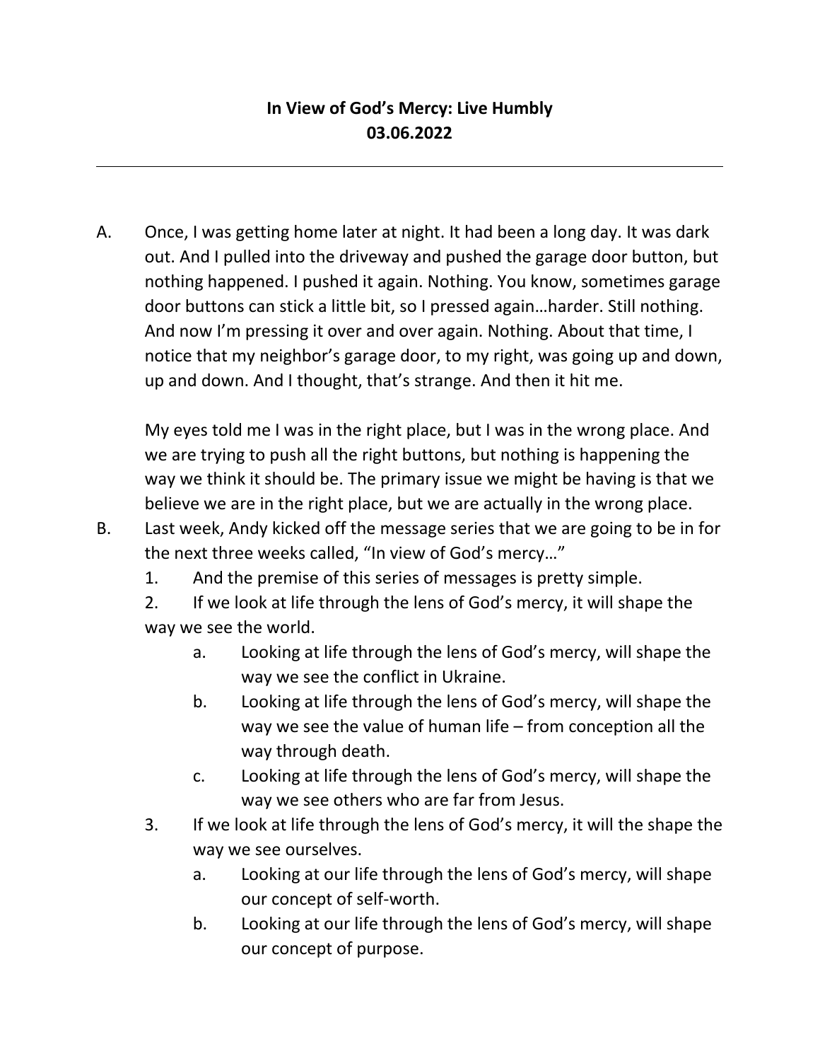**In View of God's Mercy: Live Humbly**
**03.06.2022**

---

A. Once, I was getting home later at night. It had been a long day. It was dark out. And I pulled into the driveway and pushed the garage door button, but nothing happened. I pushed it again. Nothing. You know, sometimes garage door buttons can stick a little bit, so I pressed again…harder. Still nothing. And now I'm pressing it over and over again. Nothing. About that time, I notice that my neighbor's garage door, to my right, was going up and down, up and down. And I thought, that's strange. And then it hit me.

   My eyes told me I was in the right place, but I was in the wrong place. And we are trying to push all the right buttons, but nothing is happening the way we think it should be. The primary issue we might be having is that we believe we are in the right place, but we are actually in the wrong place.

B. Last week, Andy kicked off the message series that we are going to be in for the next three weeks called, "In view of God's mercy…"

   1. And the premise of this series of messages is pretty simple.
   2. If we look at life through the lens of God's mercy, it will shape the way we see the world.
      a. Looking at life through the lens of God's mercy, will shape the way we see the conflict in Ukraine.
      b. Looking at life through the lens of God's mercy, will shape the way we see the value of human life – from conception all the way through death.
      c. Looking at life through the lens of God's mercy, will shape the way we see others who are far from Jesus.
   3. If we look at life through the lens of God's mercy, it will the shape the way we see ourselves.
      a. Looking at our life through the lens of God's mercy, will shape our concept of self-worth.
      b. Looking at our life through the lens of God's mercy, will shape our concept of purpose.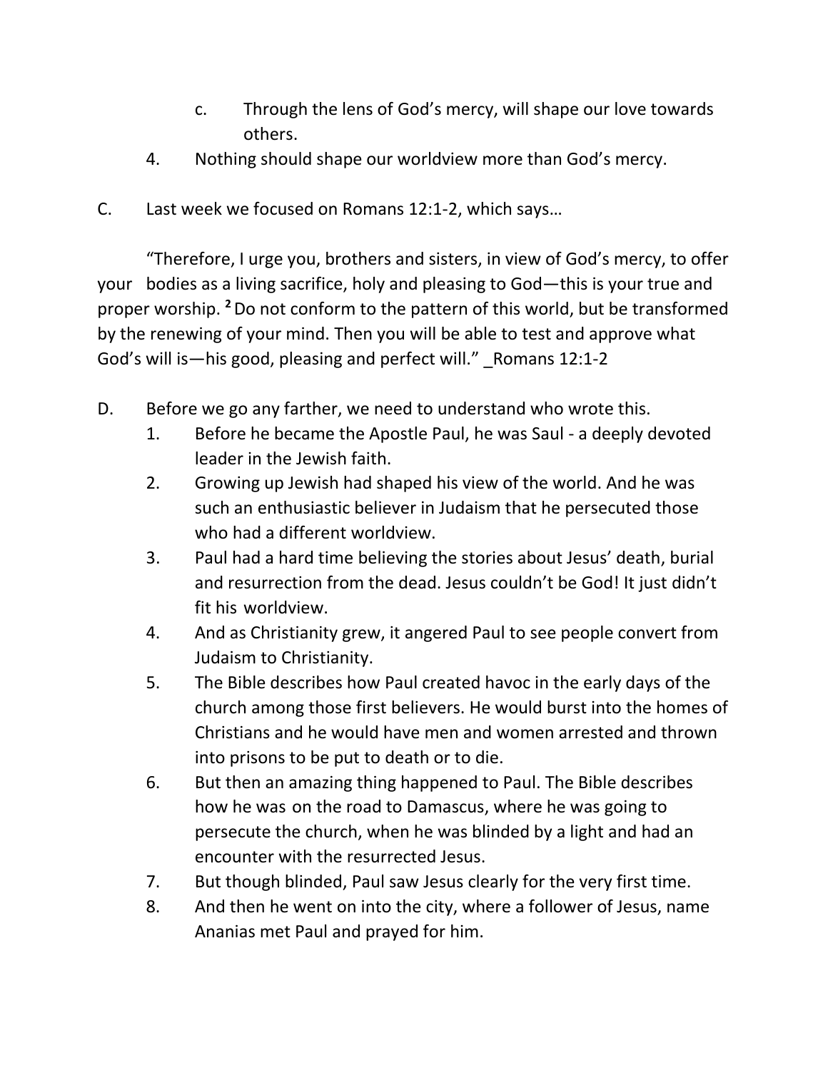c. Through the lens of God's mercy, will shape our love towards others.

4. Nothing should shape our worldview more than God's mercy.

C. Last week we focused on Romans 12:1-2, which says…

"Therefore, I urge you, brothers and sisters, in view of God's mercy, to offer your bodies as a living sacrifice, holy and pleasing to God—this is your true and proper worship. [2] Do not conform to the pattern of this world, but be transformed by the renewing of your mind. Then you will be able to test and approve what God's will is—his good, pleasing and perfect will." _Romans 12:1-2

D. Before we go any farther, we need to understand who wrote this.
   1. Before he became the Apostle Paul, he was Saul - a deeply devoted leader in the Jewish faith.
   2. Growing up Jewish had shaped his view of the world. And he was such an enthusiastic believer in Judaism that he persecuted those who had a different worldview.
   3. Paul had a hard time believing the stories about Jesus' death, burial and resurrection from the dead. Jesus couldn't be God! It just didn't fit his worldview.
   4. And as Christianity grew, it angered Paul to see people convert from Judaism to Christianity.
   5. The Bible describes how Paul created havoc in the early days of the church among those first believers. He would burst into the homes of Christians and he would have men and women arrested and thrown into prisons to be put to death or to die.
   6. But then an amazing thing happened to Paul. The Bible describes how he was on the road to Damascus, where he was going to persecute the church, when he was blinded by a light and had an encounter with the resurrected Jesus.
   7. But though blinded, Paul saw Jesus clearly for the very first time.
   8. And then he went on into the city, where a follower of Jesus, name Ananias met Paul and prayed for him.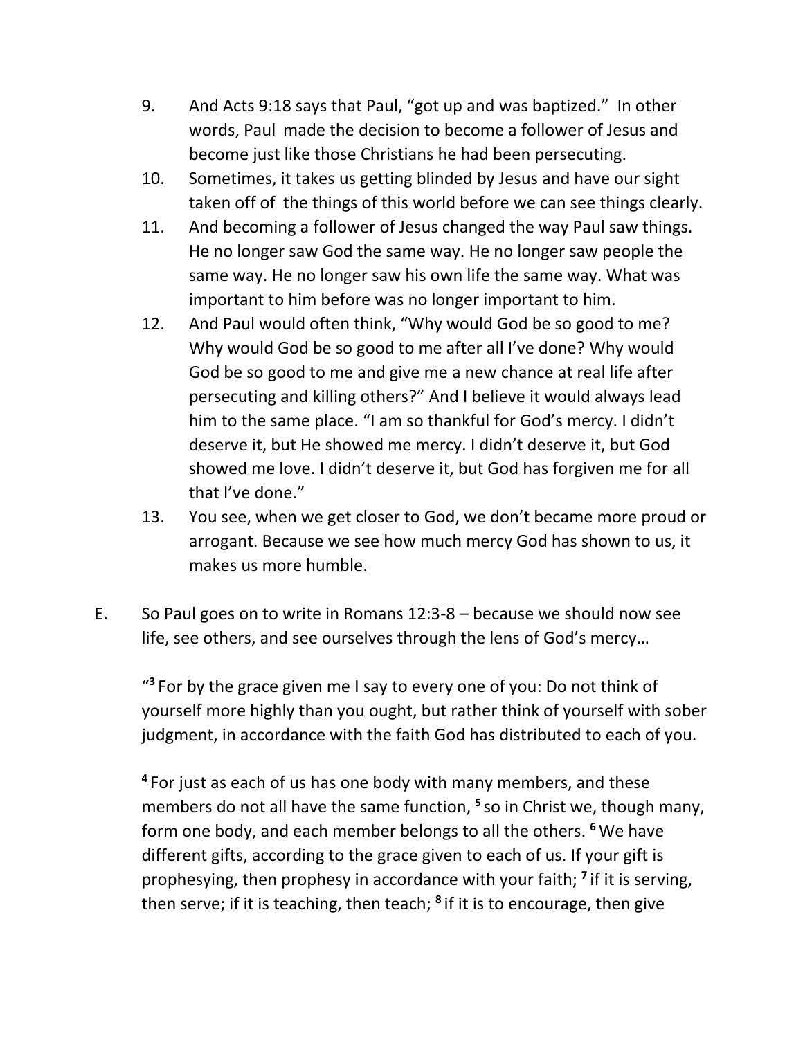9. And Acts 9:18 says that Paul, "got up and was baptized." In other words, Paul made the decision to become a follower of Jesus and become just like those Christians he had been persecuting.
10. Sometimes, it takes us getting blinded by Jesus and have our sight taken off of the things of this world before we can see things clearly.
11. And becoming a follower of Jesus changed the way Paul saw things. He no longer saw God the same way. He no longer saw people the same way. He no longer saw his own life the same way. What was important to him before was no longer important to him.
12. And Paul would often think, "Why would God be so good to me? Why would God be so good to me after all I've done? Why would God be so good to me and give me a new chance at real life after persecuting and killing others?" And I believe it would always lead him to the same place. "I am so thankful for God's mercy. I didn't deserve it, but He showed me mercy. I didn't deserve it, but God showed me love. I didn't deserve it, but God has forgiven me for all that I've done."
13. You see, when we get closer to God, we don't became more proud or arrogant. Because we see how much mercy God has shown to us, it makes us more humble.

E. So Paul goes on to write in Romans 12:3-8 – because we should now see life, see others, and see ourselves through the lens of God's mercy…

> "**3** For by the grace given me I say to every one of you: Do not think of yourself more highly than you ought, but rather think of yourself with sober judgment, in accordance with the faith God has distributed to each of you.
>
> **4** For just as each of us has one body with many members, and these members do not all have the same function, **5** so in Christ we, though many, form one body, and each member belongs to all the others. **6** We have different gifts, according to the grace given to each of us. If your gift is prophesying, then prophesy in accordance with your faith; **7** if it is serving, then serve; if it is teaching, then teach; **8** if it is to encourage, then give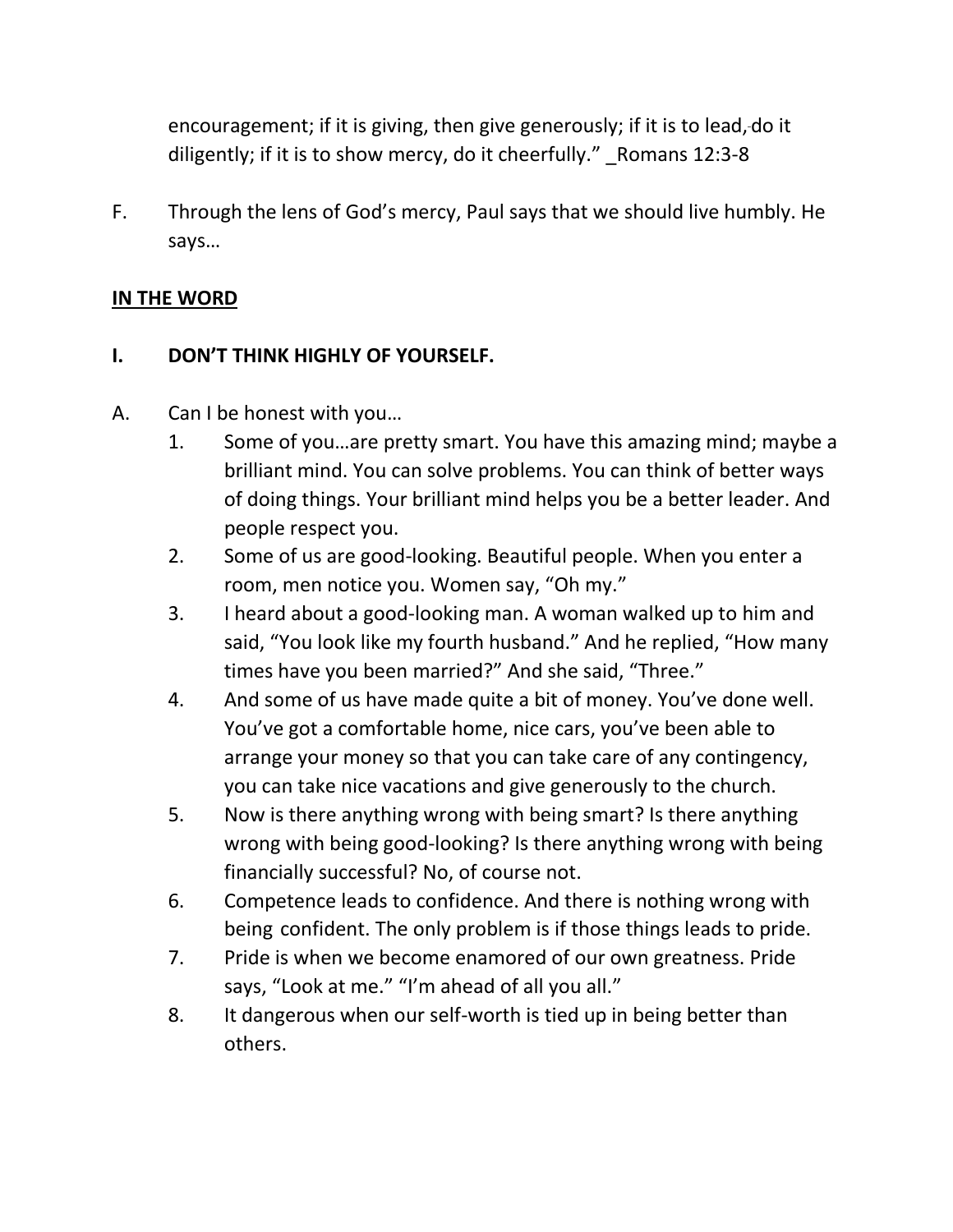encouragement; if it is giving, then give generously; if it is to lead, do it diligently; if it is to show mercy, do it cheerfully." _Romans 12:3-8

F. Through the lens of God's mercy, Paul says that we should live humbly. He says…

**<u>IN THE WORD</u>**

**I. DON'T THINK HIGHLY OF YOURSELF.**

A. Can I be honest with you…

1. Some of you…are pretty smart. You have this amazing mind; maybe a brilliant mind. You can solve problems. You can think of better ways of doing things. Your brilliant mind helps you be a better leader. And people respect you.
2. Some of us are good-looking. Beautiful people. When you enter a room, men notice you. Women say, "Oh my."
3. I heard about a good-looking man. A woman walked up to him and said, "You look like my fourth husband." And he replied, "How many times have you been married?" And she said, "Three."
4. And some of us have made quite a bit of money. You've done well. You've got a comfortable home, nice cars, you've been able to arrange your money so that you can take care of any contingency, you can take nice vacations and give generously to the church.
5. Now is there anything wrong with being smart? Is there anything wrong with being good-looking? Is there anything wrong with being financially successful? No, of course not.
6. Competence leads to confidence. And there is nothing wrong with being confident. The only problem is if those things leads to pride.
7. Pride is when we become enamored of our own greatness. Pride says, "Look at me." "I'm ahead of all you all."
8. It dangerous when our self-worth is tied up in being better than others.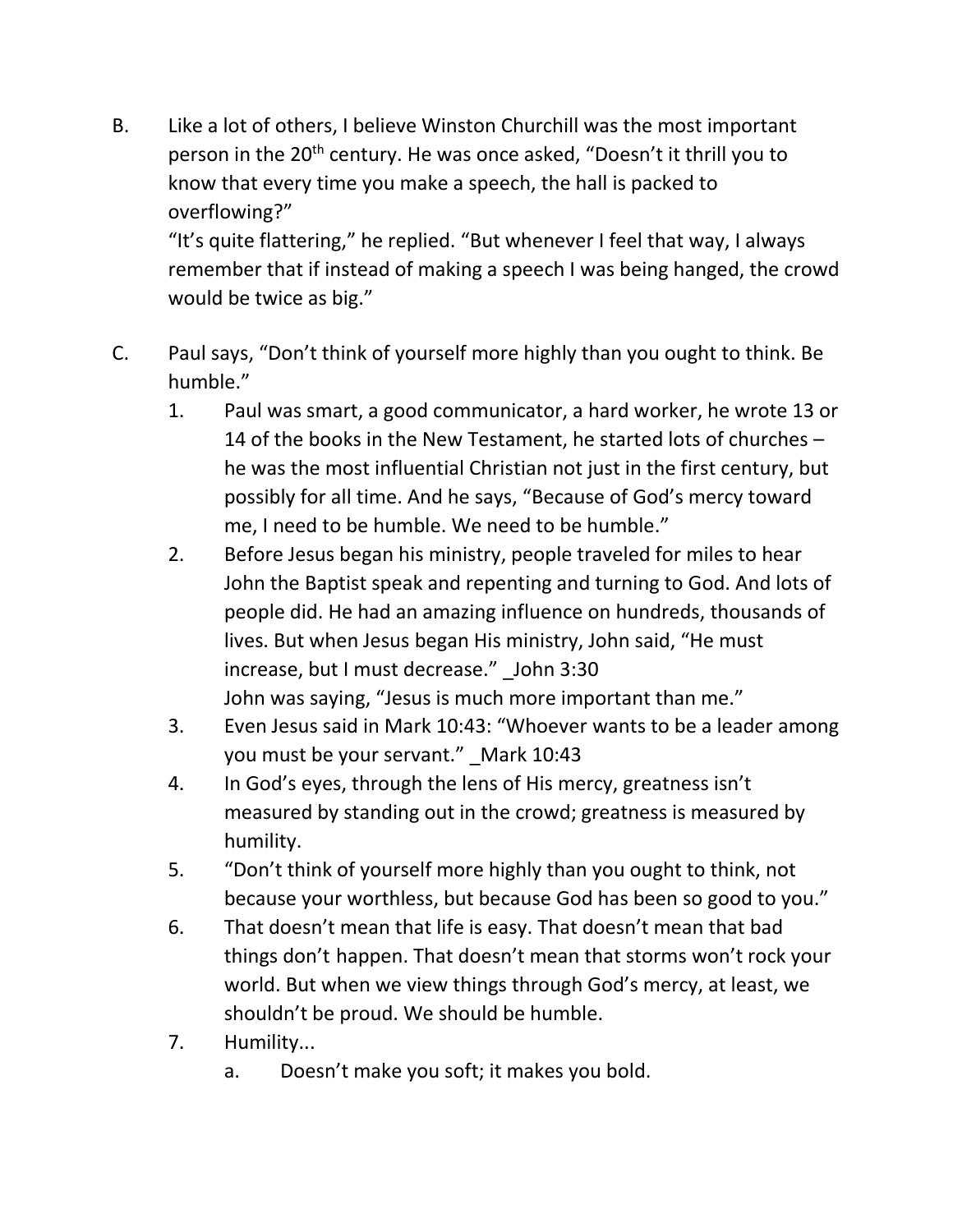B. Like a lot of others, I believe Winston Churchill was the most important person in the 20th century. He was once asked, "Doesn't it thrill you to know that every time you make a speech, the hall is packed to overflowing?"
   "It's quite flattering," he replied. "But whenever I feel that way, I always remember that if instead of making a speech I was being hanged, the crowd would be twice as big."

C. Paul says, "Don't think of yourself more highly than you ought to think. Be humble."
   1. Paul was smart, a good communicator, a hard worker, he wrote 13 or 14 of the books in the New Testament, he started lots of churches – he was the most influential Christian not just in the first century, but possibly for all time. And he says, "Because of God's mercy toward me, I need to be humble. We need to be humble."
   2. Before Jesus began his ministry, people traveled for miles to hear John the Baptist speak and repenting and turning to God. And lots of people did. He had an amazing influence on hundreds, thousands of lives. But when Jesus began His ministry, John said, "He must increase, but I must decrease." _John 3:30
      John was saying, "Jesus is much more important than me."
   3. Even Jesus said in Mark 10:43: "Whoever wants to be a leader among you must be your servant." _Mark 10:43
   4. In God's eyes, through the lens of His mercy, greatness isn't measured by standing out in the crowd; greatness is measured by humility.
   5. "Don't think of yourself more highly than you ought to think, not because your worthless, but because God has been so good to you."
   6. That doesn't mean that life is easy. That doesn't mean that bad things don't happen. That doesn't mean that storms won't rock your world. But when we view things through God's mercy, at least, we shouldn't be proud. We should be humble.
   7. Humility...
      a. Doesn't make you soft; it makes you bold.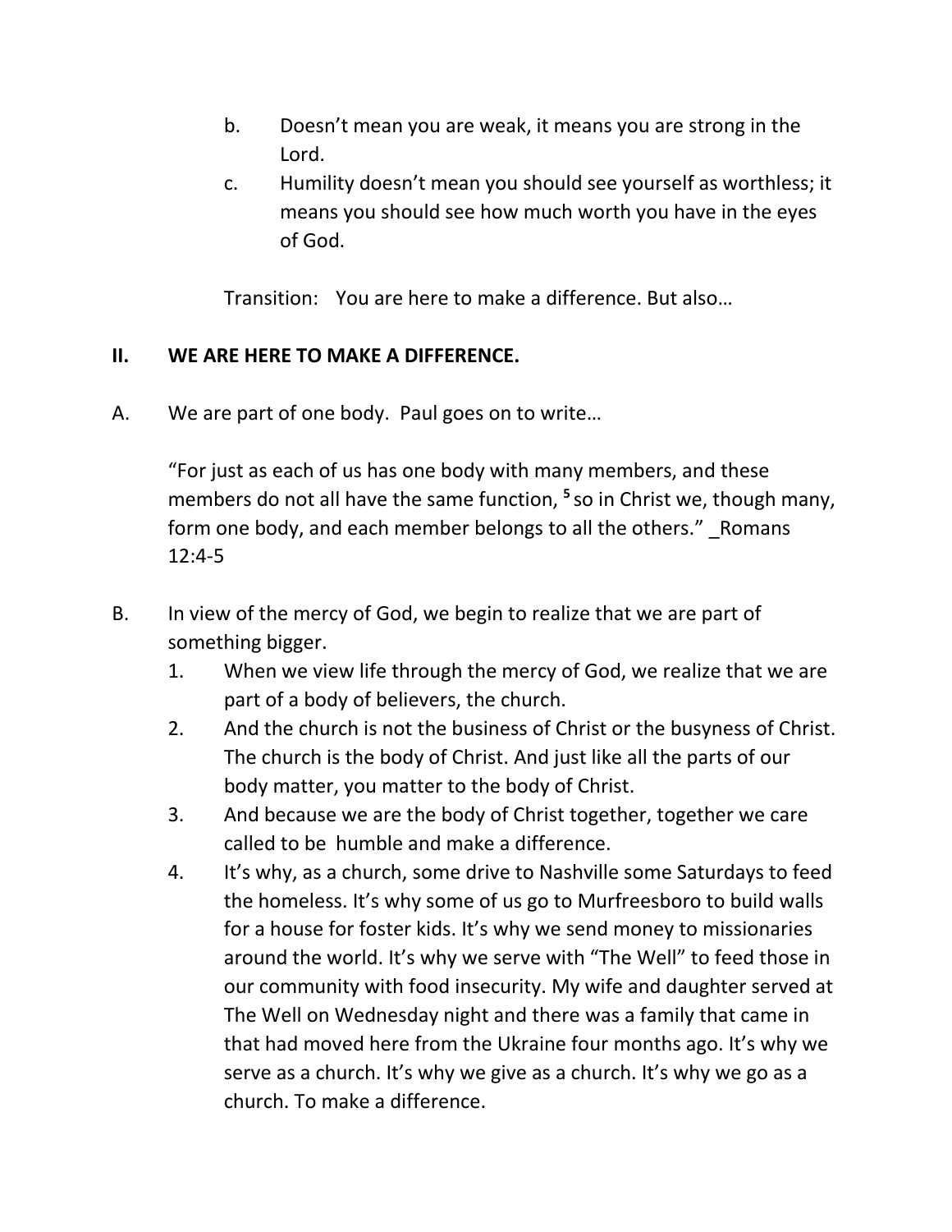b. Doesn’t mean you are weak, it means you are strong in the Lord.

c. Humility doesn’t mean you should see yourself as worthless; it means you should see how much worth you have in the eyes of God.

Transition: You are here to make a difference. But also…

## II. WE ARE HERE TO MAKE A DIFFERENCE.

A. We are part of one body. Paul goes on to write…

“For just as each of us has one body with many members, and these members do not all have the same function, [5] so in Christ we, though many, form one body, and each member belongs to all the others.” _Romans 12:4-5

B. In view of the mercy of God, we begin to realize that we are part of something bigger.

1. When we view life through the mercy of God, we realize that we are part of a body of believers, the church.
2. And the church is not the business of Christ or the busyness of Christ. The church is the body of Christ. And just like all the parts of our body matter, you matter to the body of Christ.
3. And because we are the body of Christ together, together we care called to be humble and make a difference.
4. It’s why, as a church, some drive to Nashville some Saturdays to feed the homeless. It’s why some of us go to Murfreesboro to build walls for a house for foster kids. It’s why we send money to missionaries around the world. It’s why we serve with “The Well” to feed those in our community with food insecurity. My wife and daughter served at The Well on Wednesday night and there was a family that came in that had moved here from the Ukraine four months ago. It’s why we serve as a church. It’s why we give as a church. It’s why we go as a church. To make a difference.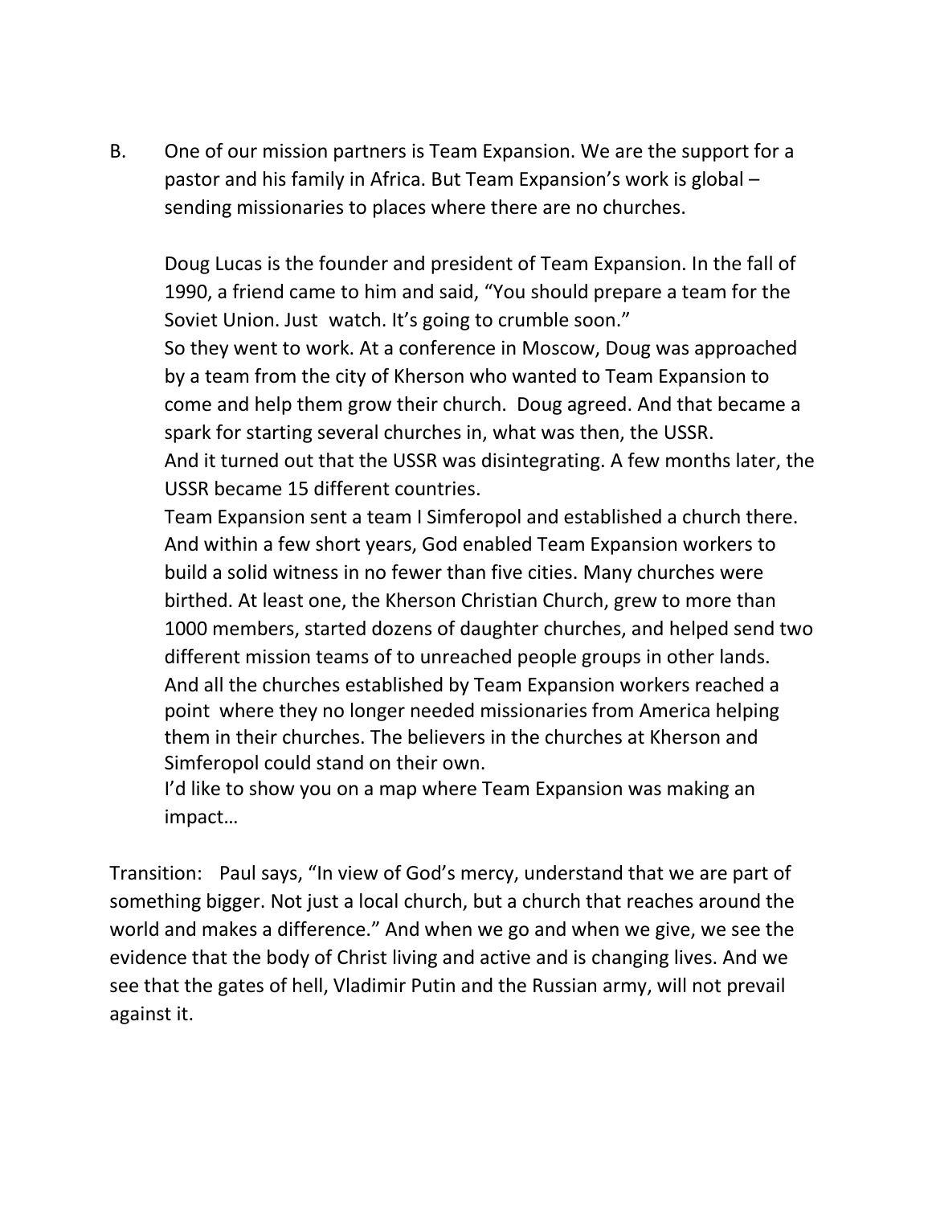B. One of our mission partners is Team Expansion. We are the support for a pastor and his family in Africa. But Team Expansion's work is global – sending missionaries to places where there are no churches.

Doug Lucas is the founder and president of Team Expansion. In the fall of 1990, a friend came to him and said, "You should prepare a team for the Soviet Union. Just watch. It's going to crumble soon."
So they went to work. At a conference in Moscow, Doug was approached by a team from the city of Kherson who wanted to Team Expansion to come and help them grow their church. Doug agreed. And that became a spark for starting several churches in, what was then, the USSR.
And it turned out that the USSR was disintegrating. A few months later, the USSR became 15 different countries.
Team Expansion sent a team I Simferopol and established a church there. And within a few short years, God enabled Team Expansion workers to build a solid witness in no fewer than five cities. Many churches were birthed. At least one, the Kherson Christian Church, grew to more than 1000 members, started dozens of daughter churches, and helped send two different mission teams of to unreached people groups in other lands.
And all the churches established by Team Expansion workers reached a point where they no longer needed missionaries from America helping them in their churches. The believers in the churches at Kherson and Simferopol could stand on their own.
I'd like to show you on a map where Team Expansion was making an impact…

Transition: Paul says, "In view of God's mercy, understand that we are part of something bigger. Not just a local church, but a church that reaches around the world and makes a difference." And when we go and when we give, we see the evidence that the body of Christ living and active and is changing lives. And we see that the gates of hell, Vladimir Putin and the Russian army, will not prevail against it.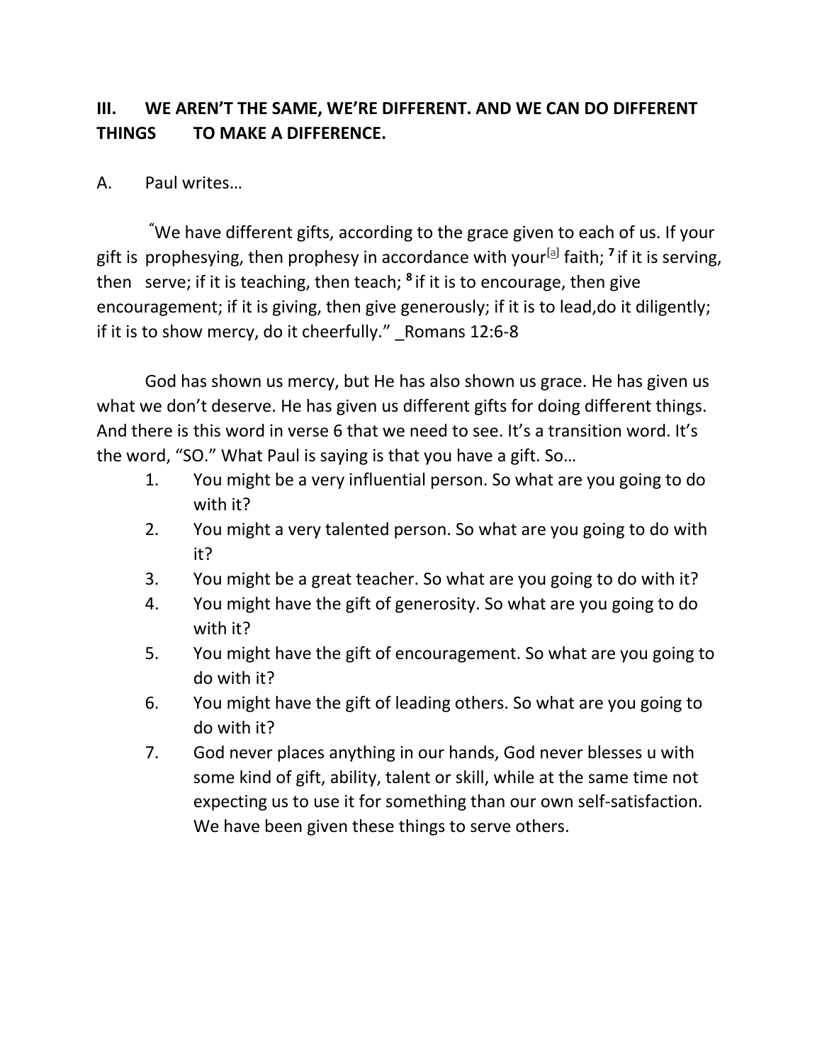## III. WE AREN'T THE SAME, WE'RE DIFFERENT. AND WE CAN DO DIFFERENT THINGS TO MAKE A DIFFERENCE.

A. Paul writes…

"We have different gifts, according to the grace given to each of us. If your gift is prophesying, then prophesy in accordance with your[a] faith; **7** if it is serving, then serve; if it is teaching, then teach; **8** if it is to encourage, then give encouragement; if it is giving, then give generously; if it is to lead,do it diligently; if it is to show mercy, do it cheerfully." _Romans 12:6-8

God has shown us mercy, but He has also shown us grace. He has given us what we don't deserve. He has given us different gifts for doing different things. And there is this word in verse 6 that we need to see. It's a transition word. It's the word, "SO." What Paul is saying is that you have a gift. So…

1. You might be a very influential person. So what are you going to do with it?
2. You might a very talented person. So what are you going to do with it?
3. You might be a great teacher. So what are you going to do with it?
4. You might have the gift of generosity. So what are you going to do with it?
5. You might have the gift of encouragement. So what are you going to do with it?
6. You might have the gift of leading others. So what are you going to do with it?
7. God never places anything in our hands, God never blesses u with some kind of gift, ability, talent or skill, while at the same time not expecting us to use it for something than our own self-satisfaction. We have been given these things to serve others.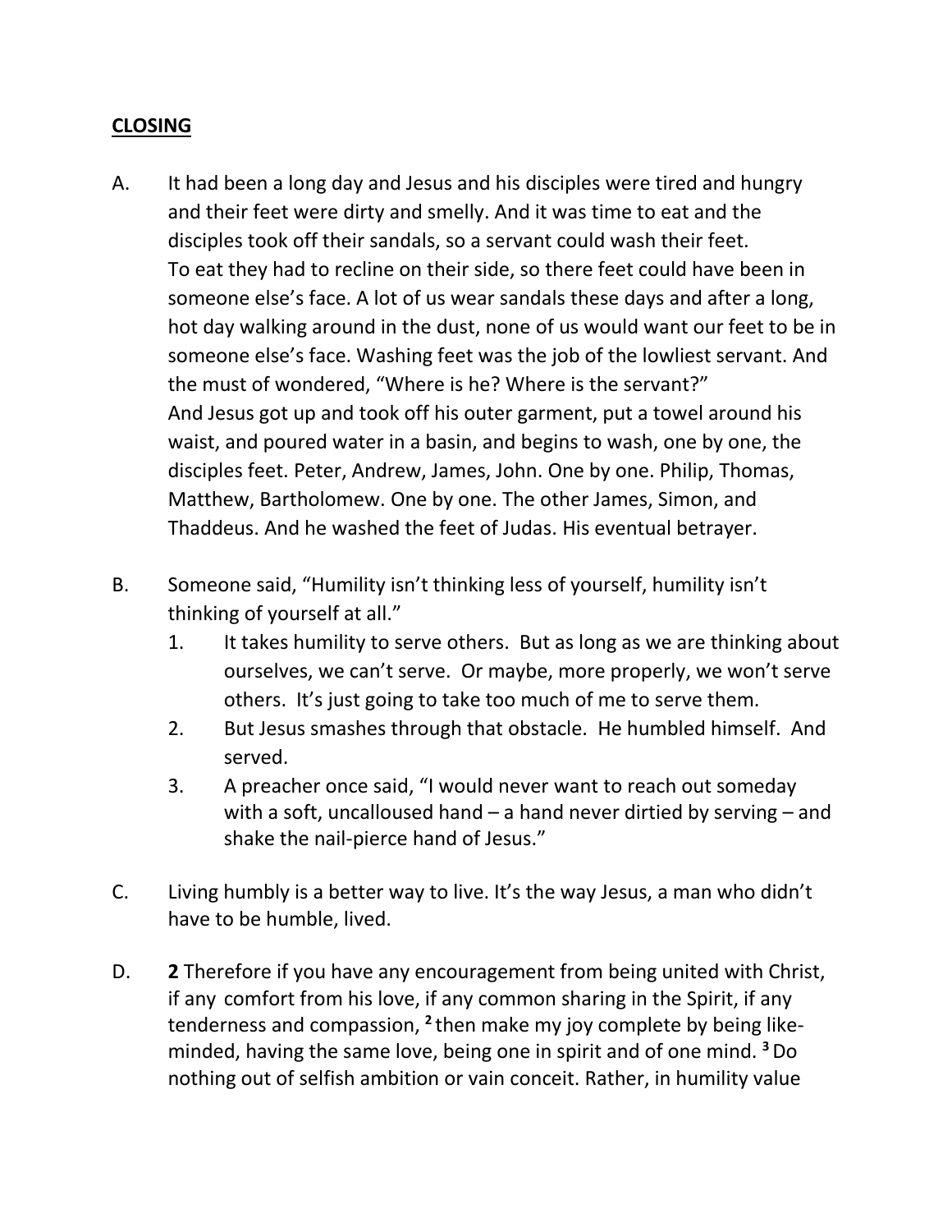**CLOSING**

A. It had been a long day and Jesus and his disciples were tired and hungry and their feet were dirty and smelly. And it was time to eat and the disciples took off their sandals, so a servant could wash their feet. To eat they had to recline on their side, so there feet could have been in someone else's face. A lot of us wear sandals these days and after a long, hot day walking around in the dust, none of us would want our feet to be in someone else's face. Washing feet was the job of the lowliest servant. And the must of wondered, "Where is he? Where is the servant?" And Jesus got up and took off his outer garment, put a towel around his waist, and poured water in a basin, and begins to wash, one by one, the disciples feet. Peter, Andrew, James, John. One by one. Philip, Thomas, Matthew, Bartholomew. One by one. The other James, Simon, and Thaddeus. And he washed the feet of Judas. His eventual betrayer.

B. Someone said, "Humility isn't thinking less of yourself, humility isn't thinking of yourself at all."

1. It takes humility to serve others. But as long as we are thinking about ourselves, we can't serve. Or maybe, more properly, we won't serve others. It's just going to take too much of me to serve them.
2. But Jesus smashes through that obstacle. He humbled himself. And served.
3. A preacher once said, "I would never want to reach out someday with a soft, uncalloused hand – a hand never dirtied by serving – and shake the nail-pierce hand of Jesus."

C. Living humbly is a better way to live. It's the way Jesus, a man who didn't have to be humble, lived.

D. **2** Therefore if you have any encouragement from being united with Christ, if any comfort from his love, if any common sharing in the Spirit, if any tenderness and compassion, **2** then make my joy complete by being like-minded, having the same love, being one in spirit and of one mind. **3** Do nothing out of selfish ambition or vain conceit. Rather, in humility value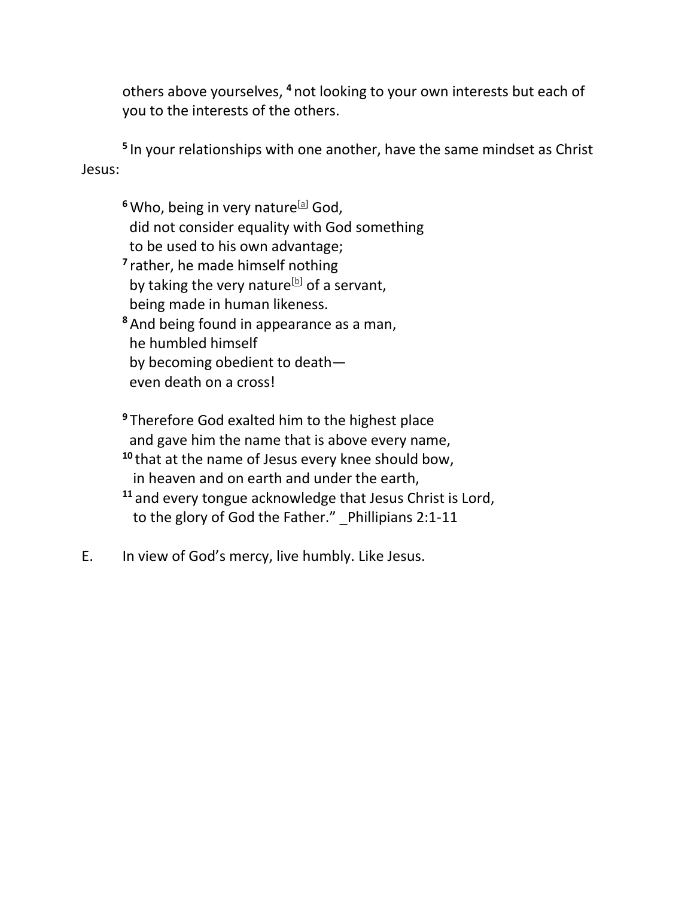others above yourselves, [4] not looking to your own interests but each of you to the interests of the others.

[5] In your relationships with one another, have the same mindset as Christ Jesus:

[6] Who, being in very nature[a] God,
did not consider equality with God something
to be used to his own advantage;
[7] rather, he made himself nothing
by taking the very nature[b] of a servant,
being made in human likeness.
[8] And being found in appearance as a man,
he humbled himself
by becoming obedient to death—
even death on a cross!

[9] Therefore God exalted him to the highest place
and gave him the name that is above every name,
[10] that at the name of Jesus every knee should bow,
in heaven and on earth and under the earth,
[11] and every tongue acknowledge that Jesus Christ is Lord,
to the glory of God the Father." _Phillipians 2:1-11

E. In view of God's mercy, live humbly. Like Jesus.